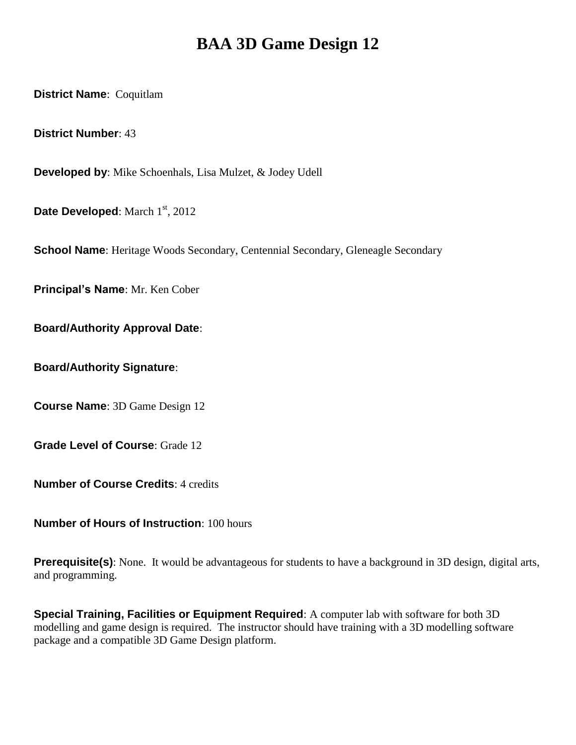# BAA 3D Game Design 12

**District Name**: Coquitlam

**District Number**: 43

**Developed by**: Mike Schoenhals, Lisa Mulzet, & Jodey Udell

**Date Developed**: March 1st, 2012

**School Name**: Heritage Woods Secondary, Centennial Secondary, Gleneagle Secondary

**Principal's Name**: Mr. Ken Cober

**Board/Authority Approval Date**:

**Board/Authority Signature**:

**Course Name**: 3D Game Design 12

**Grade Level of Course**: Grade 12

**Number of Course Credits**: 4 credits

**Number of Hours of Instruction**: 100 hours

**Prerequisite(s)**: None. It would be advantageous for students to have a background in 3D design, digital arts, and programming.

**Special Training, Facilities or Equipment Required**: A computer lab with software for both 3D modelling and game design is required. The instructor should have training with a 3D modelling software package and a compatible 3D Game Design platform.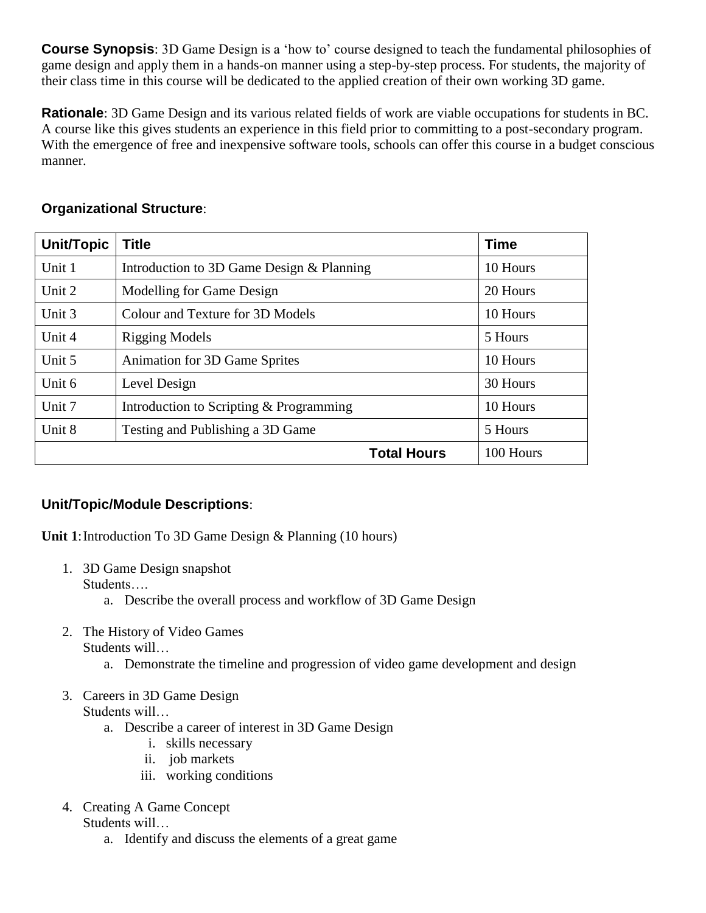**Course Synopsis**: 3D Game Design is a 'how to' course designed to teach the fundamental philosophies of game design and apply them in a hands-on manner using a step-by-step process. For students, the majority of their class time in this course will be dedicated to the applied creation of their own working 3D game.

**Rationale**: 3D Game Design and its various related fields of work are viable occupations for students in BC. A course like this gives students an experience in this field prior to committing to a post-secondary program. With the emergence of free and inexpensive software tools, schools can offer this course in a budget conscious manner.

**Organizational Structure**:

| Unit/Topic | Title | Time |
|---|---|---|
| Unit 1 | Introduction to 3D Game Design & Planning | 10 Hours |
| Unit 2 | Modelling for Game Design | 20 Hours |
| Unit 3 | Colour and Texture for 3D Models | 10 Hours |
| Unit 4 | Rigging Models | 5 Hours |
| Unit 5 | Animation for 3D Game Sprites | 10 Hours |
| Unit 6 | Level Design | 30 Hours |
| Unit 7 | Introduction to Scripting & Programming | 10 Hours |
| Unit 8 | Testing and Publishing a 3D Game | 5 Hours |
| | **Total Hours** | 100 Hours |

**Unit/Topic/Module Descriptions**:

**Unit 1**: Introduction To 3D Game Design & Planning (10 hours)

1. 3D Game Design snapshot
   Students….
   a. Describe the overall process and workflow of 3D Game Design

2. The History of Video Games
   Students will…
   a. Demonstrate the timeline and progression of video game development and design

3. Careers in 3D Game Design
   Students will…
   a. Describe a career of interest in 3D Game Design
      i. skills necessary
      ii. job markets
      iii. working conditions

4. Creating A Game Concept
   Students will…
   a. Identify and discuss the elements of a great game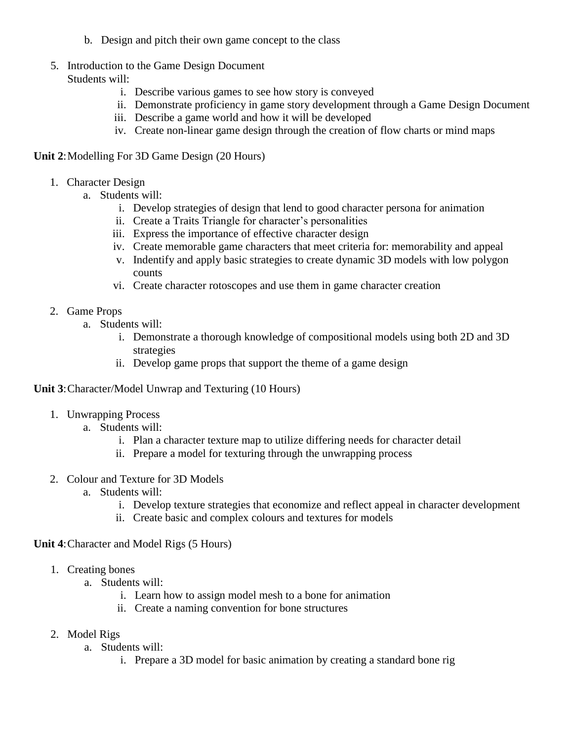b. Design and pitch their own game concept to the class

5. Introduction to the Game Design Document
   Students will:
   i. Describe various games to see how story is conveyed
   ii. Demonstrate proficiency in game story development through a Game Design Document
   iii. Describe a game world and how it will be developed
   iv. Create non-linear game design through the creation of flow charts or mind maps

**Unit 2**: Modelling For 3D Game Design (20 Hours)

1. Character Design
   a. Students will:
      i. Develop strategies of design that lend to good character persona for animation
      ii. Create a Traits Triangle for character's personalities
      iii. Express the importance of effective character design
      iv. Create memorable game characters that meet criteria for: memorability and appeal
      v. Indentify and apply basic strategies to create dynamic 3D models with low polygon counts
      vi. Create character rotoscopes and use them in game character creation

2. Game Props
   a. Students will:
      i. Demonstrate a thorough knowledge of compositional models using both 2D and 3D strategies
      ii. Develop game props that support the theme of a game design

**Unit 3**: Character/Model Unwrap and Texturing (10 Hours)

1. Unwrapping Process
   a. Students will:
      i. Plan a character texture map to utilize differing needs for character detail
      ii. Prepare a model for texturing through the unwrapping process

2. Colour and Texture for 3D Models
   a. Students will:
      i. Develop texture strategies that economize and reflect appeal in character development
      ii. Create basic and complex colours and textures for models

**Unit 4**: Character and Model Rigs (5 Hours)

1. Creating bones
   a. Students will:
      i. Learn how to assign model mesh to a bone for animation
      ii. Create a naming convention for bone structures

2. Model Rigs
   a. Students will:
      i. Prepare a 3D model for basic animation by creating a standard bone rig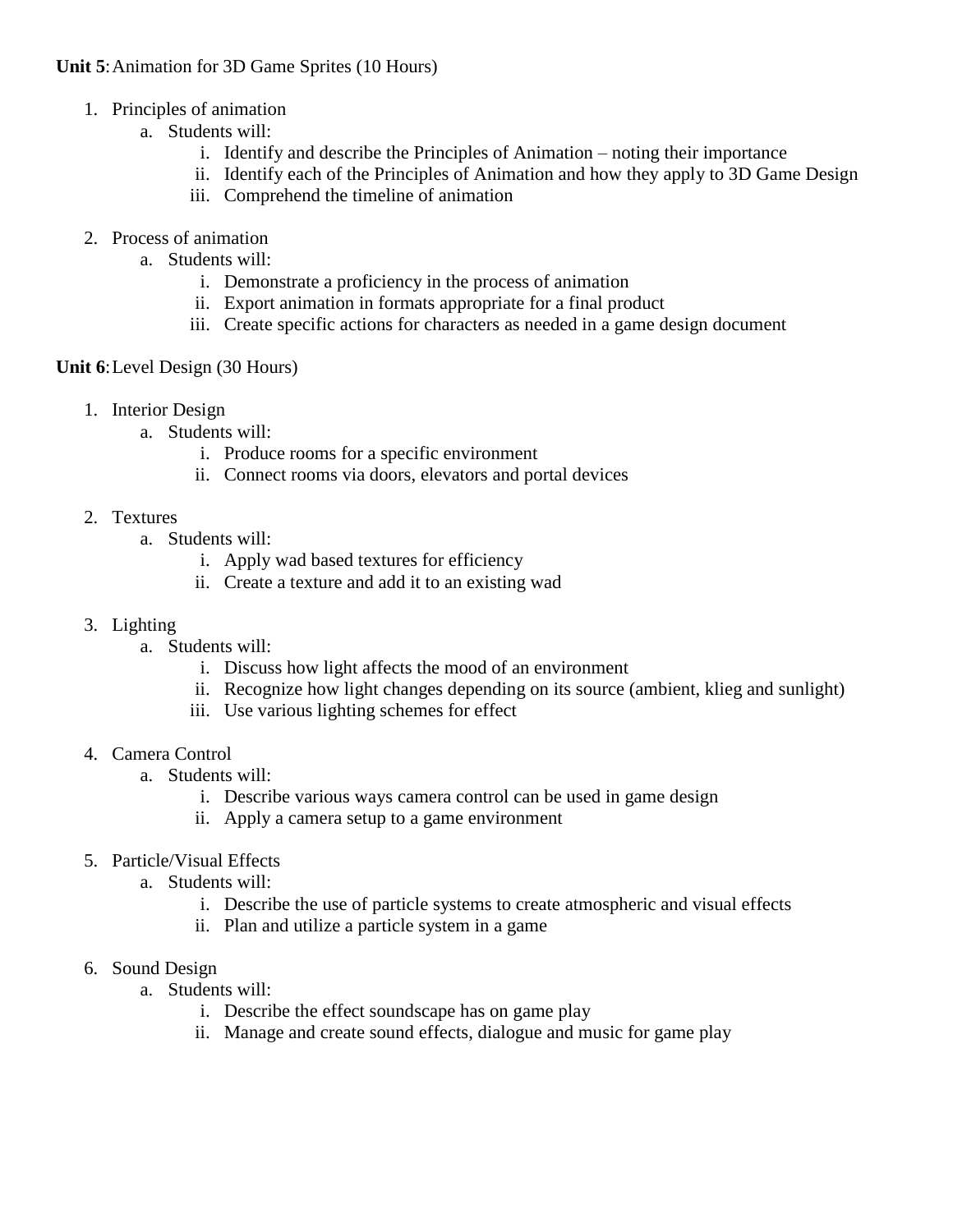**Unit 5**: Animation for 3D Game Sprites (10 Hours)

1. Principles of animation
   a. Students will:
      i. Identify and describe the Principles of Animation – noting their importance
      ii. Identify each of the Principles of Animation and how they apply to 3D Game Design
      iii. Comprehend the timeline of animation

2. Process of animation
   a. Students will:
      i. Demonstrate a proficiency in the process of animation
      ii. Export animation in formats appropriate for a final product
      iii. Create specific actions for characters as needed in a game design document

**Unit 6**: Level Design (30 Hours)

1. Interior Design
   a. Students will:
      i. Produce rooms for a specific environment
      ii. Connect rooms via doors, elevators and portal devices

2. Textures
   a. Students will:
      i. Apply wad based textures for efficiency
      ii. Create a texture and add it to an existing wad

3. Lighting
   a. Students will:
      i. Discuss how light affects the mood of an environment
      ii. Recognize how light changes depending on its source (ambient, klieg and sunlight)
      iii. Use various lighting schemes for effect

4. Camera Control
   a. Students will:
      i. Describe various ways camera control can be used in game design
      ii. Apply a camera setup to a game environment

5. Particle/Visual Effects
   a. Students will:
      i. Describe the use of particle systems to create atmospheric and visual effects
      ii. Plan and utilize a particle system in a game

6. Sound Design
   a. Students will:
      i. Describe the effect soundscape has on game play
      ii. Manage and create sound effects, dialogue and music for game play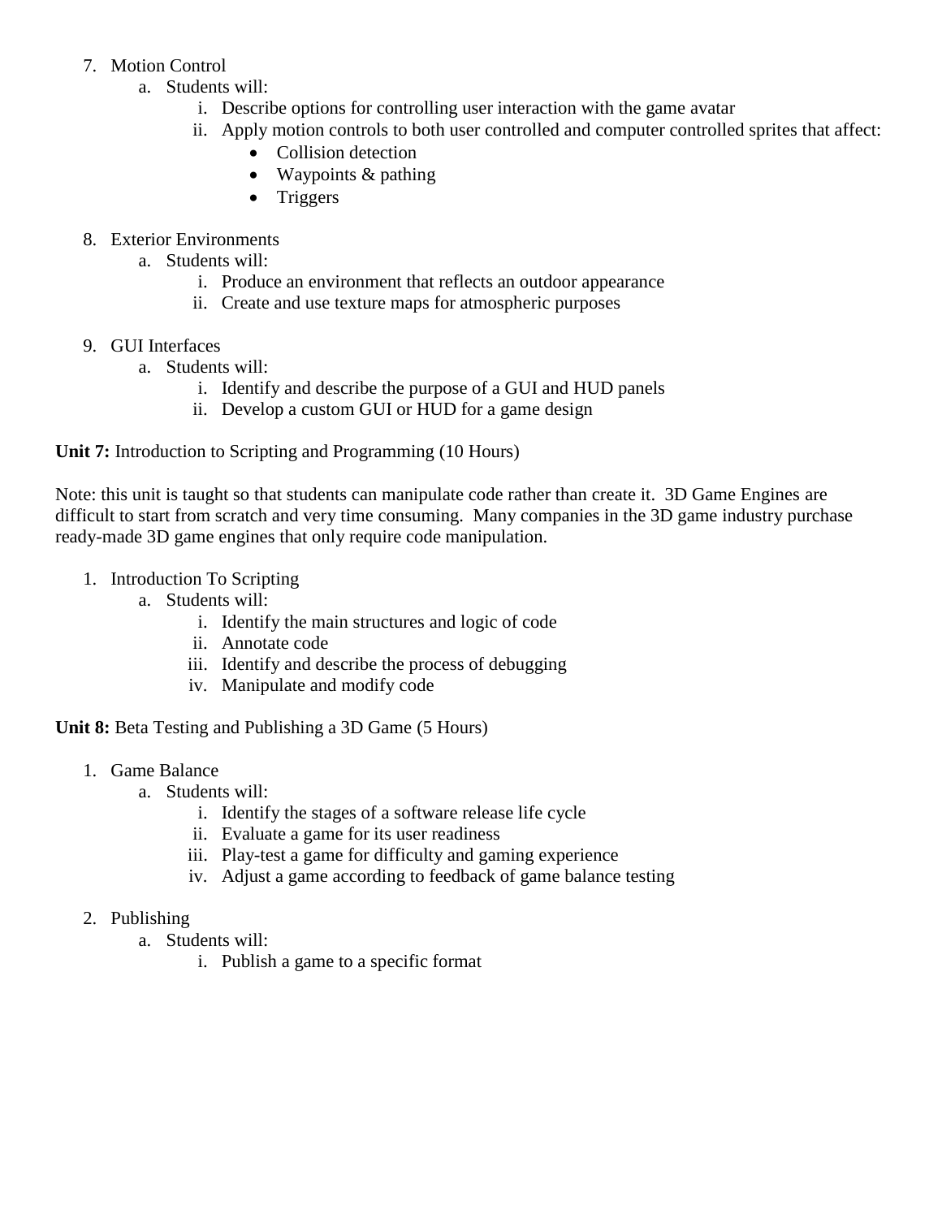7. Motion Control
    a. Students will:
        i. Describe options for controlling user interaction with the game avatar
        ii. Apply motion controls to both user controlled and computer controlled sprites that affect:
            - Collision detection
            - Waypoints & pathing
            - Triggers

8. Exterior Environments
    a. Students will:
        i. Produce an environment that reflects an outdoor appearance
        ii. Create and use texture maps for atmospheric purposes

9. GUI Interfaces
    a. Students will:
        i. Identify and describe the purpose of a GUI and HUD panels
        ii. Develop a custom GUI or HUD for a game design

**Unit 7:** Introduction to Scripting and Programming (10 Hours)

Note: this unit is taught so that students can manipulate code rather than create it. 3D Game Engines are difficult to start from scratch and very time consuming. Many companies in the 3D game industry purchase ready-made 3D game engines that only require code manipulation.

1. Introduction To Scripting
    a. Students will:
        i. Identify the main structures and logic of code
        ii. Annotate code
        iii. Identify and describe the process of debugging
        iv. Manipulate and modify code

**Unit 8:** Beta Testing and Publishing a 3D Game (5 Hours)

1. Game Balance
    a. Students will:
        i. Identify the stages of a software release life cycle
        ii. Evaluate a game for its user readiness
        iii. Play-test a game for difficulty and gaming experience
        iv. Adjust a game according to feedback of game balance testing

2. Publishing
    a. Students will:
        i. Publish a game to a specific format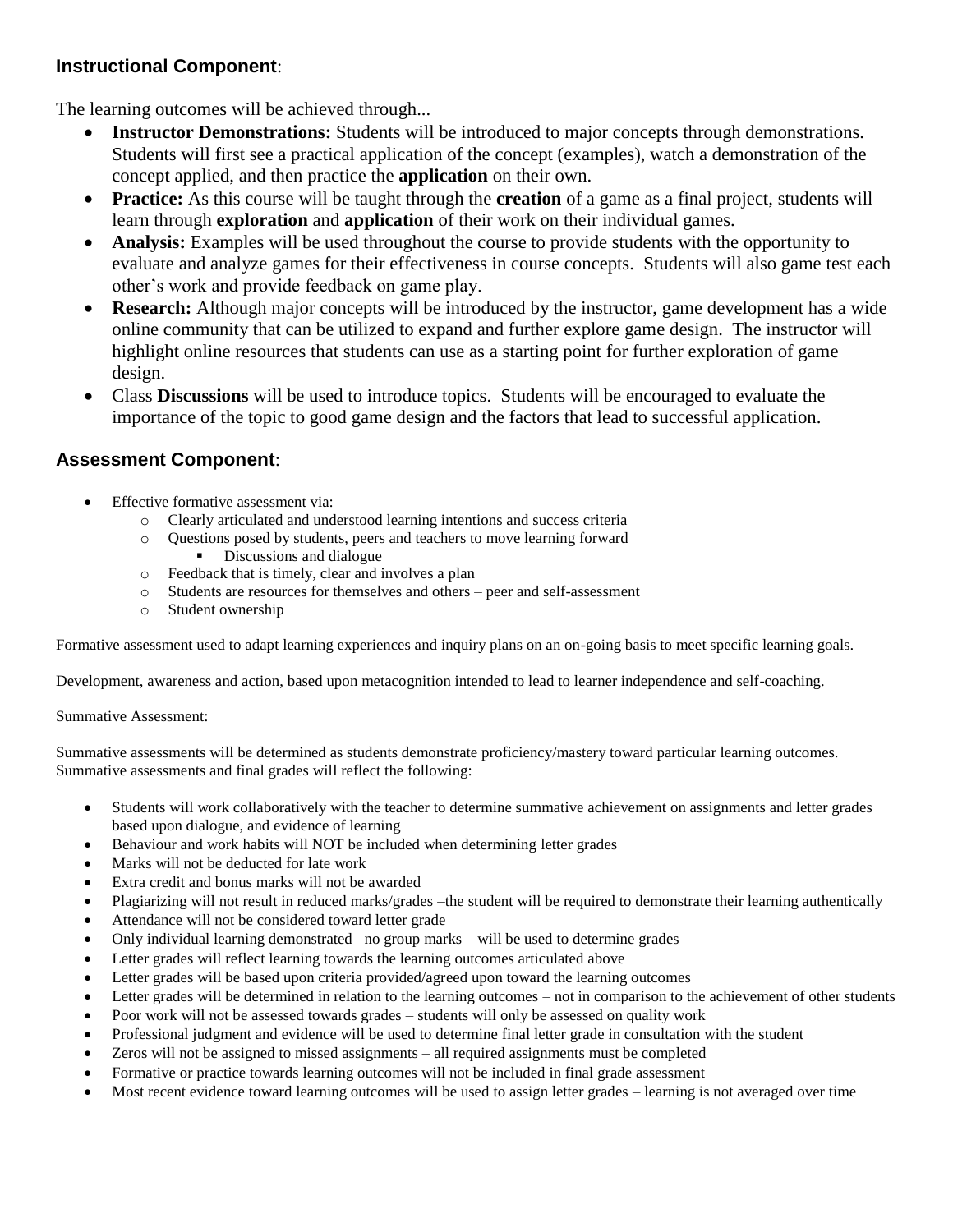## **Instructional Component**:

The learning outcomes will be achieved through...

- **Instructor Demonstrations:** Students will be introduced to major concepts through demonstrations. Students will first see a practical application of the concept (examples), watch a demonstration of the concept applied, and then practice the **application** on their own.
- **Practice:** As this course will be taught through the **creation** of a game as a final project, students will learn through **exploration** and **application** of their work on their individual games.
- **Analysis:** Examples will be used throughout the course to provide students with the opportunity to evaluate and analyze games for their effectiveness in course concepts. Students will also game test each other's work and provide feedback on game play.
- **Research:** Although major concepts will be introduced by the instructor, game development has a wide online community that can be utilized to expand and further explore game design. The instructor will highlight online resources that students can use as a starting point for further exploration of game design.
- Class **Discussions** will be used to introduce topics. Students will be encouraged to evaluate the importance of the topic to good game design and the factors that lead to successful application.

## **Assessment Component**:

- Effective formative assessment via:
  - Clearly articulated and understood learning intentions and success criteria
  - Questions posed by students, peers and teachers to move learning forward
    - Discussions and dialogue
  - Feedback that is timely, clear and involves a plan
  - Students are resources for themselves and others – peer and self-assessment
  - Student ownership

Formative assessment used to adapt learning experiences and inquiry plans on an on-going basis to meet specific learning goals.

Development, awareness and action, based upon metacognition intended to lead to learner independence and self-coaching.

Summative Assessment:

Summative assessments will be determined as students demonstrate proficiency/mastery toward particular learning outcomes. Summative assessments and final grades will reflect the following:

- Students will work collaboratively with the teacher to determine summative achievement on assignments and letter grades based upon dialogue, and evidence of learning
- Behaviour and work habits will NOT be included when determining letter grades
- Marks will not be deducted for late work
- Extra credit and bonus marks will not be awarded
- Plagiarizing will not result in reduced marks/grades –the student will be required to demonstrate their learning authentically
- Attendance will not be considered toward letter grade
- Only individual learning demonstrated –no group marks – will be used to determine grades
- Letter grades will reflect learning towards the learning outcomes articulated above
- Letter grades will be based upon criteria provided/agreed upon toward the learning outcomes
- Letter grades will be determined in relation to the learning outcomes – not in comparison to the achievement of other students
- Poor work will not be assessed towards grades – students will only be assessed on quality work
- Professional judgment and evidence will be used to determine final letter grade in consultation with the student
- Zeros will not be assigned to missed assignments – all required assignments must be completed
- Formative or practice towards learning outcomes will not be included in final grade assessment
- Most recent evidence toward learning outcomes will be used to assign letter grades – learning is not averaged over time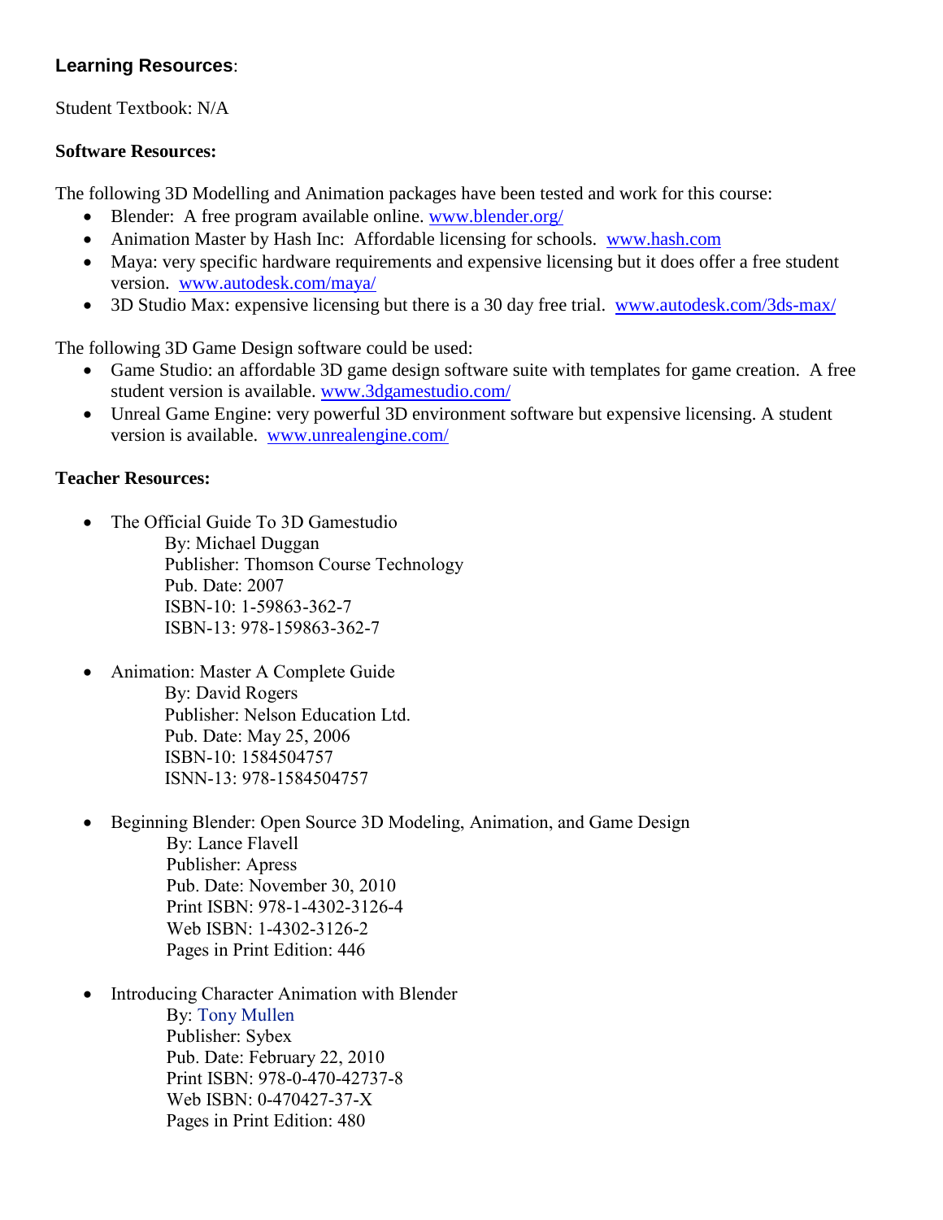## Learning Resources:

Student Textbook: N/A

**Software Resources:**

The following 3D Modelling and Animation packages have been tested and work for this course:

- Blender: A free program available online. www.blender.org/
- Animation Master by Hash Inc: Affordable licensing for schools. www.hash.com
- Maya: very specific hardware requirements and expensive licensing but it does offer a free student version. www.autodesk.com/maya/
- 3D Studio Max: expensive licensing but there is a 30 day free trial. www.autodesk.com/3ds-max/

The following 3D Game Design software could be used:

- Game Studio: an affordable 3D game design software suite with templates for game creation. A free student version is available. www.3dgamestudio.com/
- Unreal Game Engine: very powerful 3D environment software but expensive licensing. A student version is available. www.unrealengine.com/

**Teacher Resources:**

- The Official Guide To 3D Gamestudio
  By: Michael Duggan
  Publisher: Thomson Course Technology
  Pub. Date: 2007
  ISBN-10: 1-59863-362-7
  ISBN-13: 978-159863-362-7

- Animation: Master A Complete Guide
  By: David Rogers
  Publisher: Nelson Education Ltd.
  Pub. Date: May 25, 2006
  ISBN-10: 1584504757
  ISNN-13: 978-1584504757

- Beginning Blender: Open Source 3D Modeling, Animation, and Game Design
  By: Lance Flavell
  Publisher: Apress
  Pub. Date: November 30, 2010
  Print ISBN: 978-1-4302-3126-4
  Web ISBN: 1-4302-3126-2
  Pages in Print Edition: 446

- Introducing Character Animation with Blender
  By: Tony Mullen
  Publisher: Sybex
  Pub. Date: February 22, 2010
  Print ISBN: 978-0-470-42737-8
  Web ISBN: 0-470427-37-X
  Pages in Print Edition: 480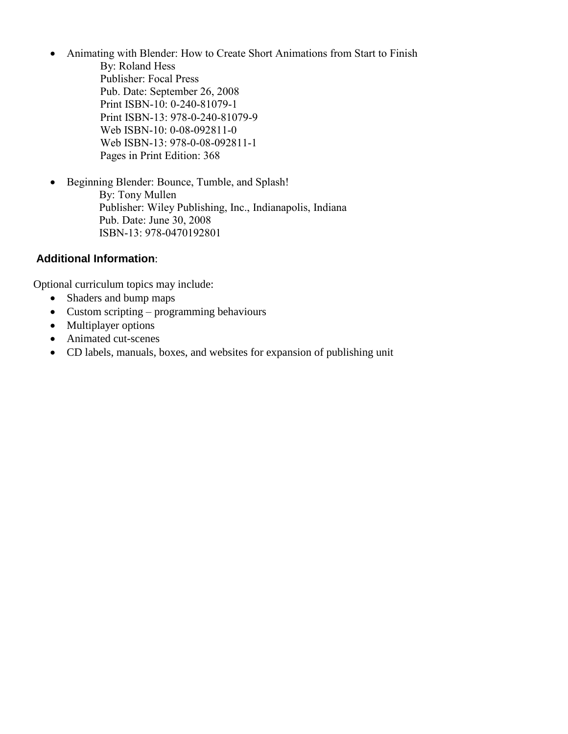- Animating with Blender: How to Create Short Animations from Start to Finish
  - By: Roland Hess
  - Publisher: Focal Press
  - Pub. Date: September 26, 2008
  - Print ISBN-10: 0-240-81079-1
  - Print ISBN-13: 978-0-240-81079-9
  - Web ISBN-10: 0-08-092811-0
  - Web ISBN-13: 978-0-08-092811-1
  - Pages in Print Edition: 368

- Beginning Blender: Bounce, Tumble, and Splash!
  - By: Tony Mullen
  - Publisher: Wiley Publishing, Inc., Indianapolis, Indiana
  - Pub. Date: June 30, 2008
  - ISBN-13: 978-0470192801

**Additional Information**:

Optional curriculum topics may include:

- Shaders and bump maps
- Custom scripting – programming behaviours
- Multiplayer options
- Animated cut-scenes
- CD labels, manuals, boxes, and websites for expansion of publishing unit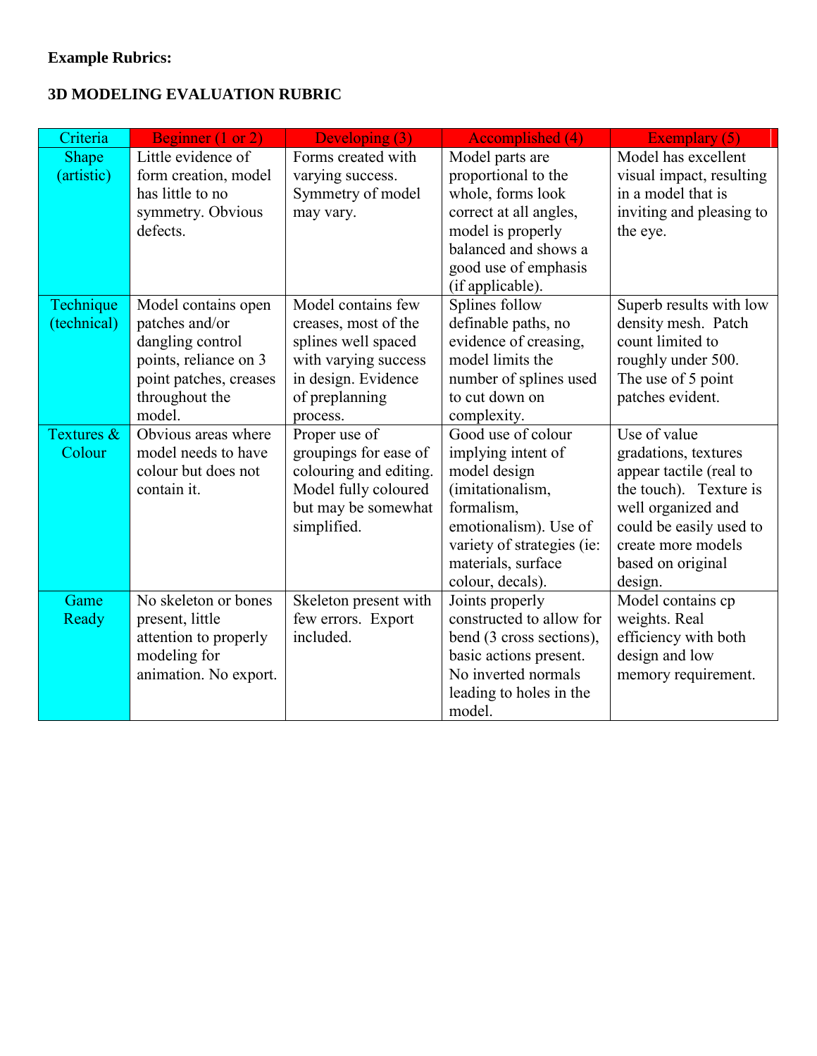**Example Rubrics:**

**3D MODELING EVALUATION RUBRIC**

| Criteria | Beginner (1 or 2) | Developing (3) | Accomplished (4) | Exemplary (5) |
|---|---|---|---|---|
| Shape (artistic) | Little evidence of form creation, model has little to no symmetry. Obvious defects. | Forms created with varying success. Symmetry of model may vary. | Model parts are proportional to the whole, forms look correct at all angles, model is properly balanced and shows a good use of emphasis (if applicable). | Model has excellent visual impact, resulting in a model that is inviting and pleasing to the eye. |
| Technique (technical) | Model contains open patches and/or dangling control points, reliance on 3 point patches, creases throughout the model. | Model contains few creases, most of the splines well spaced with varying success in design. Evidence of preplanning process. | Splines follow definable paths, no evidence of creasing, model limits the number of splines used to cut down on complexity. | Superb results with low density mesh. Patch count limited to roughly under 500. The use of 5 point patches evident. |
| Textures & Colour | Obvious areas where model needs to have colour but does not contain it. | Proper use of groupings for ease of colouring and editing. Model fully coloured but may be somewhat simplified. | Good use of colour implying intent of model design (imitationalism, formalism, emotionalism). Use of variety of strategies (ie: materials, surface colour, decals). | Use of value gradations, textures appear tactile (real to the touch). Texture is well organized and could be easily used to create more models based on original design. |
| Game Ready | No skeleton or bones present, little attention to properly modeling for animation. No export. | Skeleton present with few errors. Export included. | Joints properly constructed to allow for bend (3 cross sections), basic actions present. No inverted normals leading to holes in the model. | Model contains cp weights. Real efficiency with both design and low memory requirement. |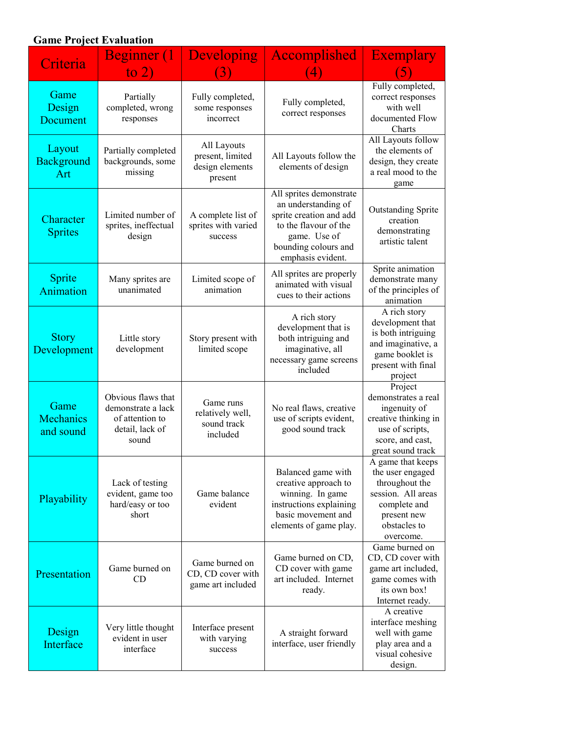**Game Project Evaluation**

| Criteria | Beginner (1 to 2) | Developing (3) | Accomplished (4) | Exemplary (5) |
|---|---|---|---|---|
| Game Design Document | Partially completed, wrong responses | Fully completed, some responses incorrect | Fully completed, correct responses | Fully completed, correct responses with well documented Flow Charts |
| Layout Background Art | Partially completed backgrounds, some missing | All Layouts present, limited design elements present | All Layouts follow the elements of design | All Layouts follow the elements of design, they create a real mood to the game |
| Character Sprites | Limited number of sprites, ineffectual design | A complete list of sprites with varied success | All sprites demonstrate an understanding of sprite creation and add to the flavour of the game. Use of bounding colours and emphasis evident. | Outstanding Sprite creation demonstrating artistic talent |
| Sprite Animation | Many sprites are unanimated | Limited scope of animation | All sprites are properly animated with visual cues to their actions | Sprite animation demonstrate many of the principles of animation |
| Story Development | Little story development | Story present with limited scope | A rich story development that is both intriguing and imaginative, all necessary game screens included | A rich story development that is both intriguing and imaginative, a game booklet is present with final project |
| Game Mechanics and sound | Obvious flaws that demonstrate a lack of attention to detail, lack of sound | Game runs relatively well, sound track included | No real flaws, creative use of scripts evident, good sound track | Project demonstrates a real ingenuity of creative thinking in use of scripts, score, and cast, great sound track |
| Playability | Lack of testing evident, game too hard/easy or too short | Game balance evident | Balanced game with creative approach to winning. In game instructions explaining basic movement and elements of game play. | A game that keeps the user engaged throughout the session. All areas complete and present new obstacles to overcome. |
| Presentation | Game burned on CD | Game burned on CD, CD cover with game art included | Game burned on CD, CD cover with game art included. Internet ready. | Game burned on CD, CD cover with game art included, game comes with its own box! Internet ready. |
| Design Interface | Very little thought evident in user interface | Interface present with varying success | A straight forward interface, user friendly | A creative interface meshing well with game play area and a visual cohesive design. |